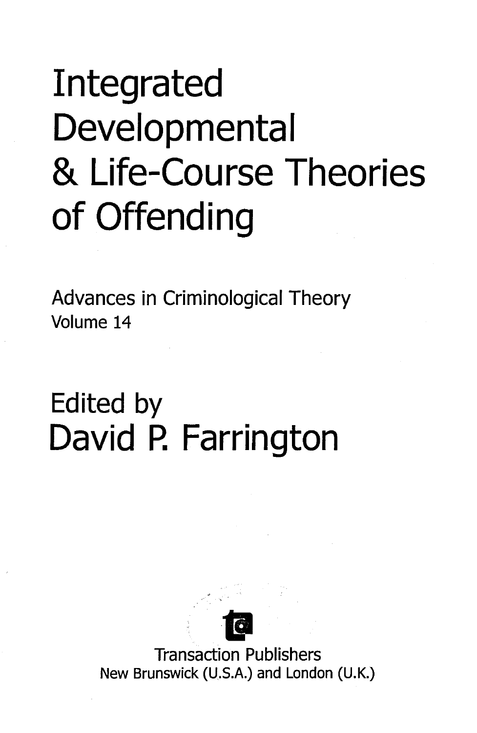# Integrated Developmental & Life-Course Theories of Offending

Advances in Criminological Theory
Volume 14

Edited by
## David P. Farrington

Transaction Publishers
New Brunswick (U.S.A.) and London (U.K.)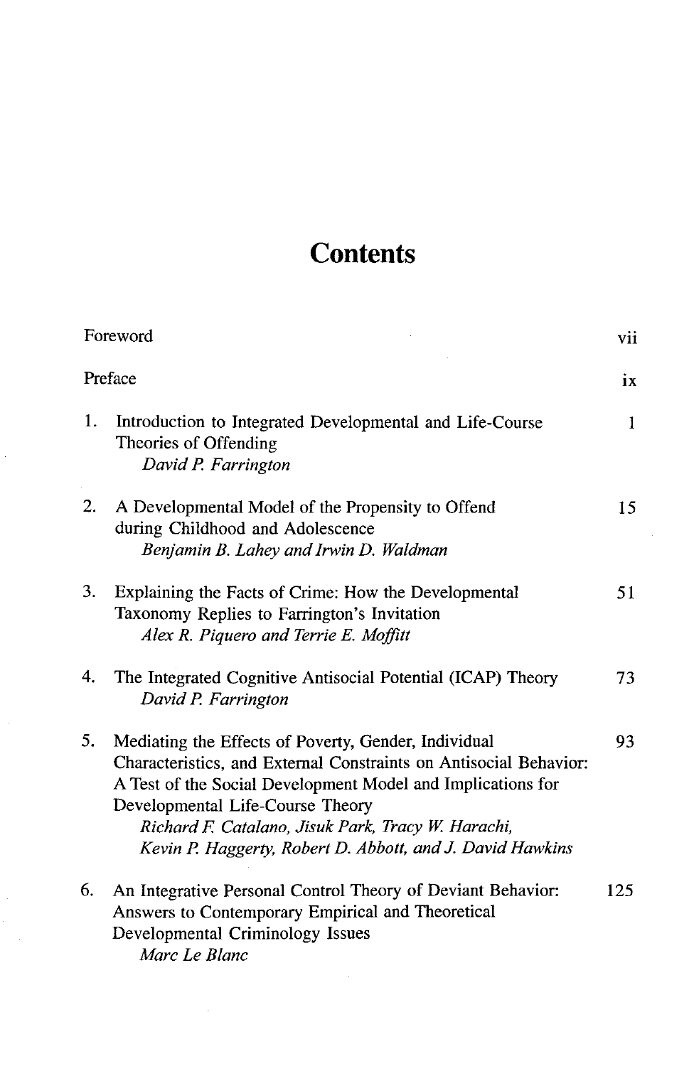# Contents

| | | |
|---|---|---|
| | Foreword | vii |
| | Preface | ix |
| 1. | Introduction to Integrated Developmental and Life-Course Theories of Offending<br>*David P. Farrington* | 1 |
| 2. | A Developmental Model of the Propensity to Offend during Childhood and Adolescence<br>*Benjamin B. Lahey and Irwin D. Waldman* | 15 |
| 3. | Explaining the Facts of Crime: How the Developmental Taxonomy Replies to Farrington's Invitation<br>*Alex R. Piquero and Terrie E. Moffitt* | 51 |
| 4. | The Integrated Cognitive Antisocial Potential (ICAP) Theory<br>*David P. Farrington* | 73 |
| 5. | Mediating the Effects of Poverty, Gender, Individual Characteristics, and External Constraints on Antisocial Behavior: A Test of the Social Development Model and Implications for Developmental Life-Course Theory<br>*Richard F. Catalano, Jisuk Park, Tracy W. Harachi, Kevin P. Haggerty, Robert D. Abbott, and J. David Hawkins* | 93 |
| 6. | An Integrative Personal Control Theory of Deviant Behavior: Answers to Contemporary Empirical and Theoretical Developmental Criminology Issues<br>*Marc Le Blanc* | 125 |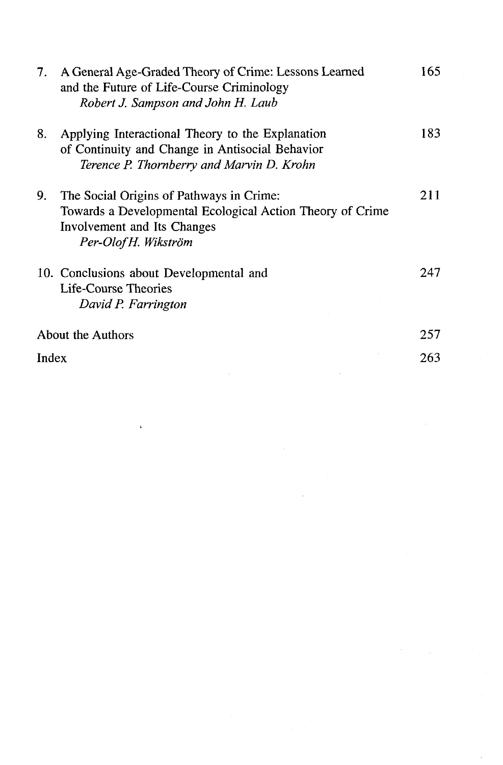7. A General Age-Graded Theory of Crime: Lessons Learned and the Future of Life-Course Criminology 165
   *Robert J. Sampson and John H. Laub*

8. Applying Interactional Theory to the Explanation of Continuity and Change in Antisocial Behavior 183
   *Terence P. Thornberry and Marvin D. Krohn*

9. The Social Origins of Pathways in Crime: Towards a Developmental Ecological Action Theory of Crime Involvement and Its Changes 211
   *Per-Olof H. Wikström*

10. Conclusions about Developmental and Life-Course Theories 247
    *David P. Farrington*

About the Authors 257

Index 263